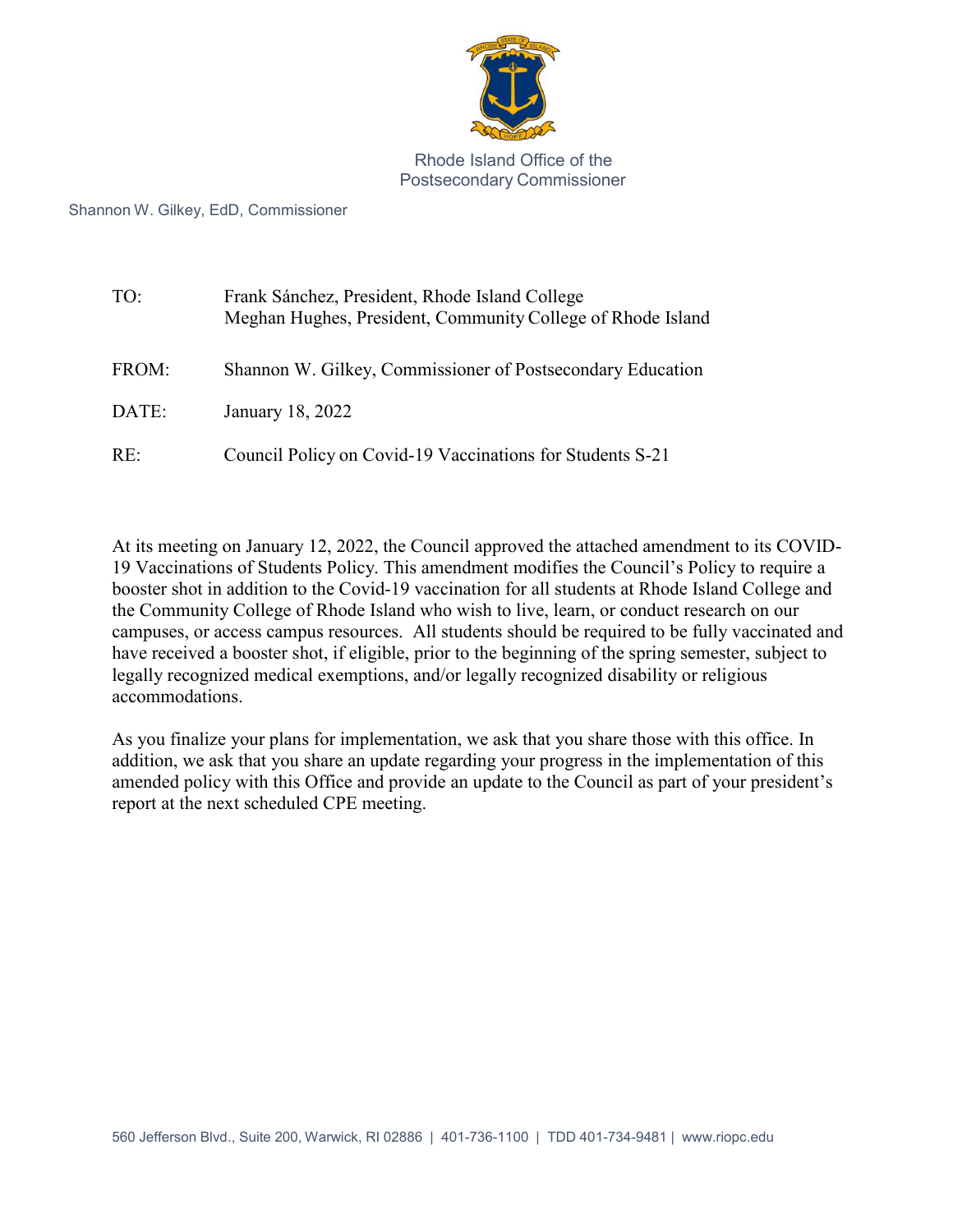Rhode Island Office of the Postsecondary Commissioner

Shannon W. Gilkey, EdD, Commissioner

TO: Frank Sánchez, President, Rhode Island College
Meghan Hughes, President, Community College of Rhode Island

FROM: Shannon W. Gilkey, Commissioner of Postsecondary Education

DATE: January 18, 2022

RE: Council Policy on Covid-19 Vaccinations for Students S-21

At its meeting on January 12, 2022, the Council approved the attached amendment to its COVID-19 Vaccinations of Students Policy. This amendment modifies the Council's Policy to require a booster shot in addition to the Covid-19 vaccination for all students at Rhode Island College and the Community College of Rhode Island who wish to live, learn, or conduct research on our campuses, or access campus resources. All students should be required to be fully vaccinated and have received a booster shot, if eligible, prior to the beginning of the spring semester, subject to legally recognized medical exemptions, and/or legally recognized disability or religious accommodations.

As you finalize your plans for implementation, we ask that you share those with this office. In addition, we ask that you share an update regarding your progress in the implementation of this amended policy with this Office and provide an update to the Council as part of your president's report at the next scheduled CPE meeting.

560 Jefferson Blvd., Suite 200, Warwick, RI 02886 | 401-736-1100 | TDD 401-734-9481 | www.riopc.edu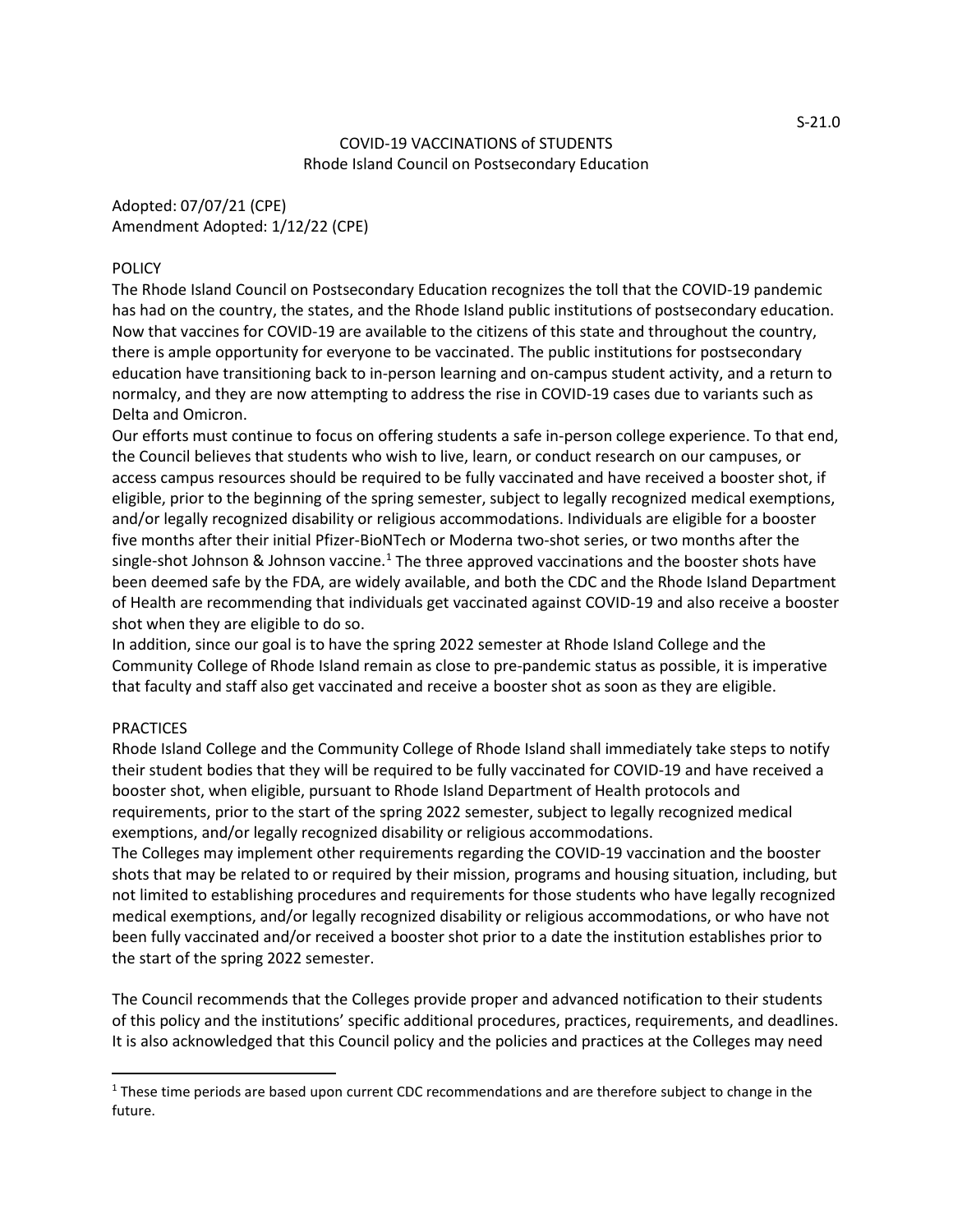# COVID-19 VACCINATIONS of STUDENTS
## Rhode Island Council on Postsecondary Education

Adopted: 07/07/21 (CPE)
Amendment Adopted: 1/12/22 (CPE)

### POLICY

The Rhode Island Council on Postsecondary Education recognizes the toll that the COVID-19 pandemic has had on the country, the states, and the Rhode Island public institutions of postsecondary education. Now that vaccines for COVID-19 are available to the citizens of this state and throughout the country, there is ample opportunity for everyone to be vaccinated. The public institutions for postsecondary education have transitioning back to in-person learning and on-campus student activity, and a return to normalcy, and they are now attempting to address the rise in COVID-19 cases due to variants such as Delta and Omicron.

Our efforts must continue to focus on offering students a safe in-person college experience. To that end, the Council believes that students who wish to live, learn, or conduct research on our campuses, or access campus resources should be required to be fully vaccinated and have received a booster shot, if eligible, prior to the beginning of the spring semester, subject to legally recognized medical exemptions, and/or legally recognized disability or religious accommodations. Individuals are eligible for a booster five months after their initial Pfizer-BioNTech or Moderna two-shot series, or two months after the single-shot Johnson & Johnson vaccine.[1] The three approved vaccinations and the booster shots have been deemed safe by the FDA, are widely available, and both the CDC and the Rhode Island Department of Health are recommending that individuals get vaccinated against COVID-19 and also receive a booster shot when they are eligible to do so.

In addition, since our goal is to have the spring 2022 semester at Rhode Island College and the Community College of Rhode Island remain as close to pre-pandemic status as possible, it is imperative that faculty and staff also get vaccinated and receive a booster shot as soon as they are eligible.

### PRACTICES

Rhode Island College and the Community College of Rhode Island shall immediately take steps to notify their student bodies that they will be required to be fully vaccinated for COVID-19 and have received a booster shot, when eligible, pursuant to Rhode Island Department of Health protocols and requirements, prior to the start of the spring 2022 semester, subject to legally recognized medical exemptions, and/or legally recognized disability or religious accommodations.

The Colleges may implement other requirements regarding the COVID-19 vaccination and the booster shots that may be related to or required by their mission, programs and housing situation, including, but not limited to establishing procedures and requirements for those students who have legally recognized medical exemptions, and/or legally recognized disability or religious accommodations, or who have not been fully vaccinated and/or received a booster shot prior to a date the institution establishes prior to the start of the spring 2022 semester.

The Council recommends that the Colleges provide proper and advanced notification to their students of this policy and the institutions' specific additional procedures, practices, requirements, and deadlines. It is also acknowledged that this Council policy and the policies and practices at the Colleges may need

---

[1] These time periods are based upon current CDC recommendations and are therefore subject to change in the future.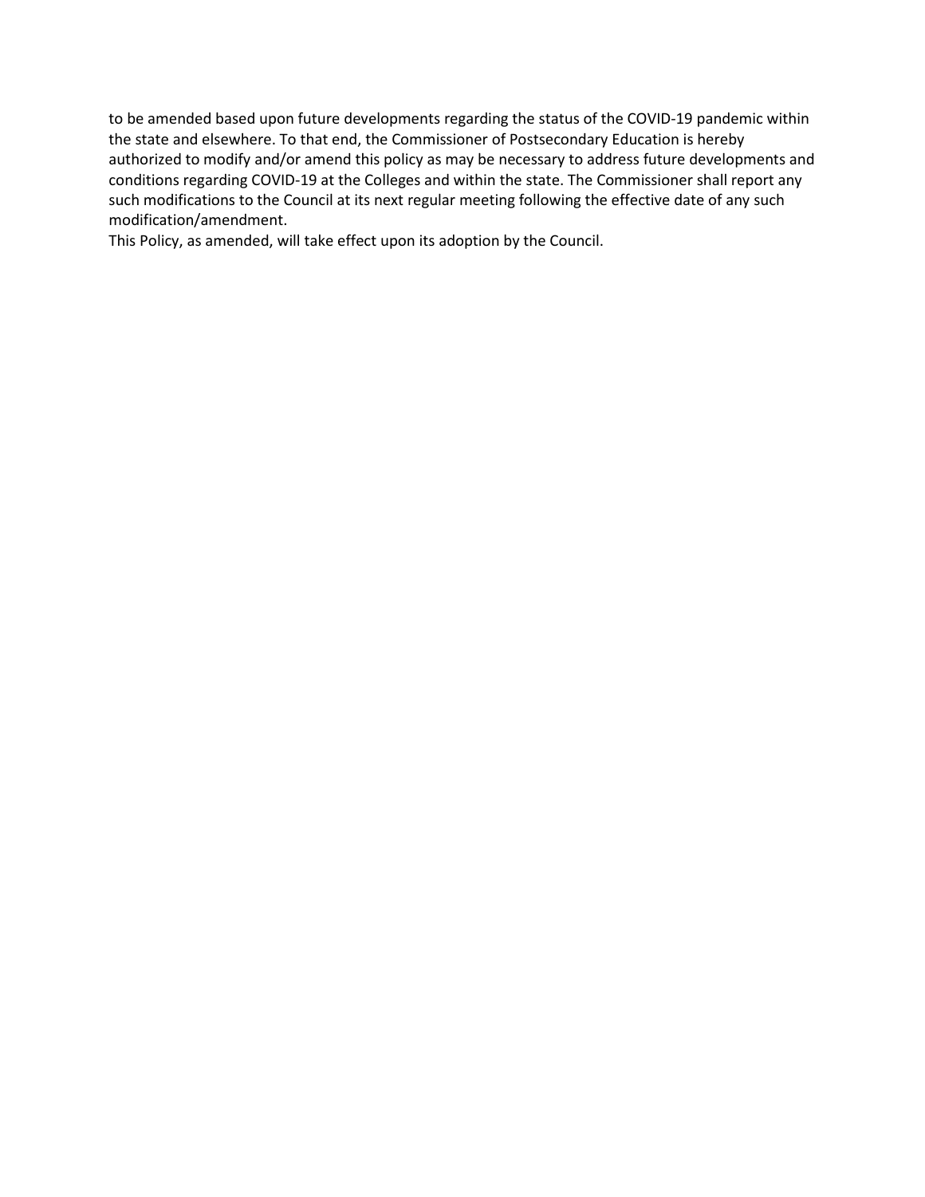to be amended based upon future developments regarding the status of the COVID-19 pandemic within the state and elsewhere. To that end, the Commissioner of Postsecondary Education is hereby authorized to modify and/or amend this policy as may be necessary to address future developments and conditions regarding COVID-19 at the Colleges and within the state. The Commissioner shall report any such modifications to the Council at its next regular meeting following the effective date of any such modification/amendment.

This Policy, as amended, will take effect upon its adoption by the Council.